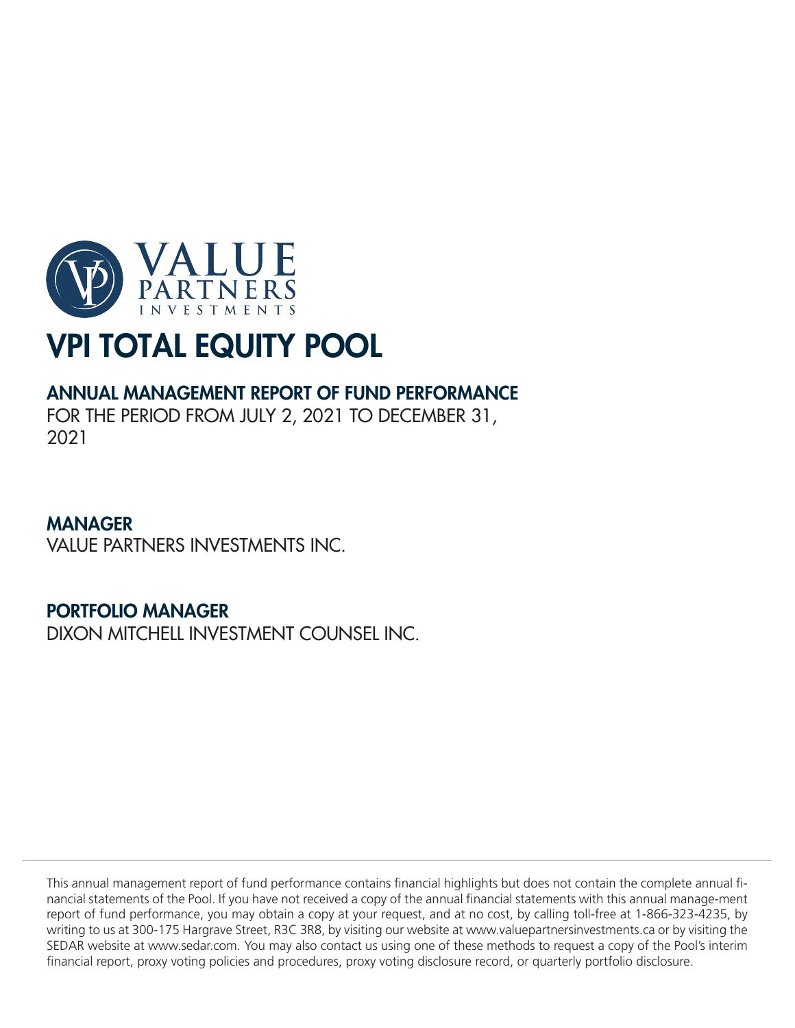VALUE PARTNERS INVESTMENTS

# VPI TOTAL EQUITY POOL

## ANNUAL MANAGEMENT REPORT OF FUND PERFORMANCE

FOR THE PERIOD FROM JULY 2, 2021 TO DECEMBER 31, 2021

## MANAGER

VALUE PARTNERS INVESTMENTS INC.

## PORTFOLIO MANAGER

DIXON MITCHELL INVESTMENT COUNSEL INC.

This annual management report of fund performance contains financial highlights but does not contain the complete annual financial statements of the Pool. If you have not received a copy of the annual financial statements with this annual manage-ment report of fund performance, you may obtain a copy at your request, and at no cost, by calling toll-free at 1-866-323-4235, by writing to us at 300-175 Hargrave Street, R3C 3R8, by visiting our website at www.valuepartnersinvestments.ca or by visiting the SEDAR website at www.sedar.com. You may also contact us using one of these methods to request a copy of the Pool's interim financial report, proxy voting policies and procedures, proxy voting disclosure record, or quarterly portfolio disclosure.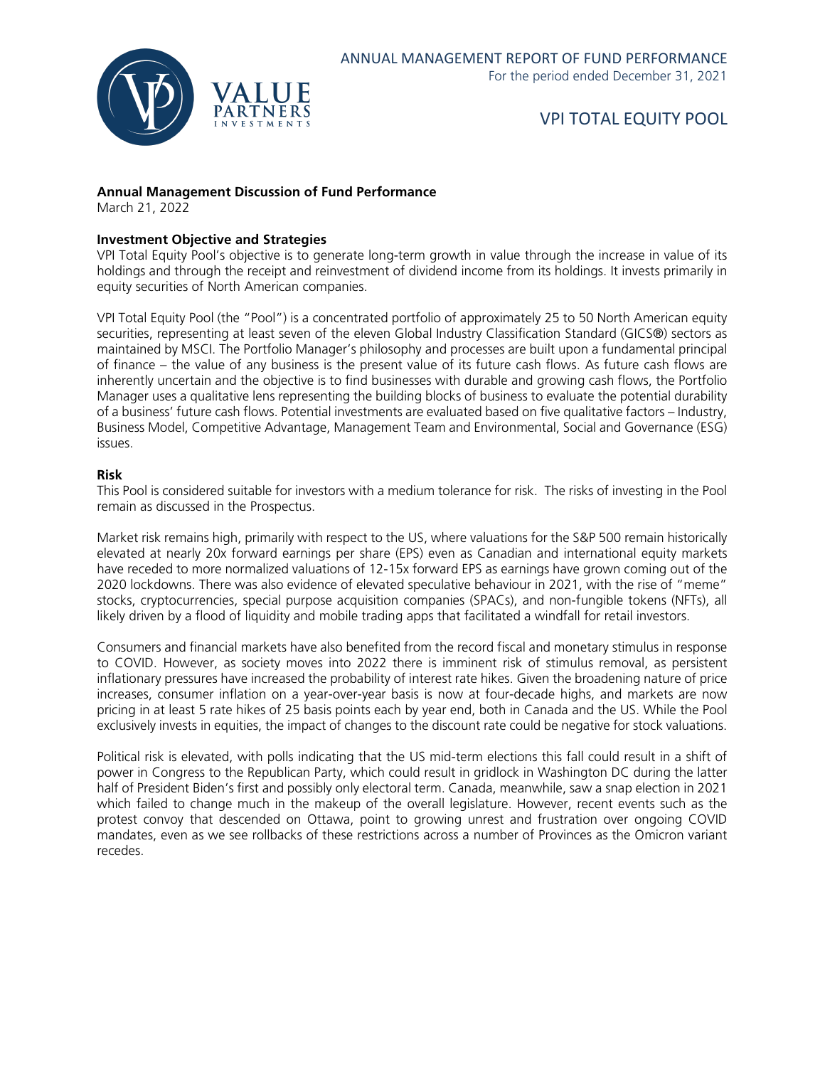## Annual Management Discussion of Fund Performance

March 21, 2022

### Investment Objective and Strategies

VPI Total Equity Pool's objective is to generate long-term growth in value through the increase in value of its holdings and through the receipt and reinvestment of dividend income from its holdings. It invests primarily in equity securities of North American companies.

VPI Total Equity Pool (the "Pool") is a concentrated portfolio of approximately 25 to 50 North American equity securities, representing at least seven of the eleven Global Industry Classification Standard (GICS®) sectors as maintained by MSCI. The Portfolio Manager's philosophy and processes are built upon a fundamental principal of finance – the value of any business is the present value of its future cash flows. As future cash flows are inherently uncertain and the objective is to find businesses with durable and growing cash flows, the Portfolio Manager uses a qualitative lens representing the building blocks of business to evaluate the potential durability of a business' future cash flows. Potential investments are evaluated based on five qualitative factors – Industry, Business Model, Competitive Advantage, Management Team and Environmental, Social and Governance (ESG) issues.

### Risk

This Pool is considered suitable for investors with a medium tolerance for risk. The risks of investing in the Pool remain as discussed in the Prospectus.

Market risk remains high, primarily with respect to the US, where valuations for the S&P 500 remain historically elevated at nearly 20x forward earnings per share (EPS) even as Canadian and international equity markets have receded to more normalized valuations of 12-15x forward EPS as earnings have grown coming out of the 2020 lockdowns. There was also evidence of elevated speculative behaviour in 2021, with the rise of "meme" stocks, cryptocurrencies, special purpose acquisition companies (SPACs), and non-fungible tokens (NFTs), all likely driven by a flood of liquidity and mobile trading apps that facilitated a windfall for retail investors.

Consumers and financial markets have also benefited from the record fiscal and monetary stimulus in response to COVID. However, as society moves into 2022 there is imminent risk of stimulus removal, as persistent inflationary pressures have increased the probability of interest rate hikes. Given the broadening nature of price increases, consumer inflation on a year-over-year basis is now at four-decade highs, and markets are now pricing in at least 5 rate hikes of 25 basis points each by year end, both in Canada and the US. While the Pool exclusively invests in equities, the impact of changes to the discount rate could be negative for stock valuations.

Political risk is elevated, with polls indicating that the US mid-term elections this fall could result in a shift of power in Congress to the Republican Party, which could result in gridlock in Washington DC during the latter half of President Biden's first and possibly only electoral term. Canada, meanwhile, saw a snap election in 2021 which failed to change much in the makeup of the overall legislature. However, recent events such as the protest convoy that descended on Ottawa, point to growing unrest and frustration over ongoing COVID mandates, even as we see rollbacks of these restrictions across a number of Provinces as the Omicron variant recedes.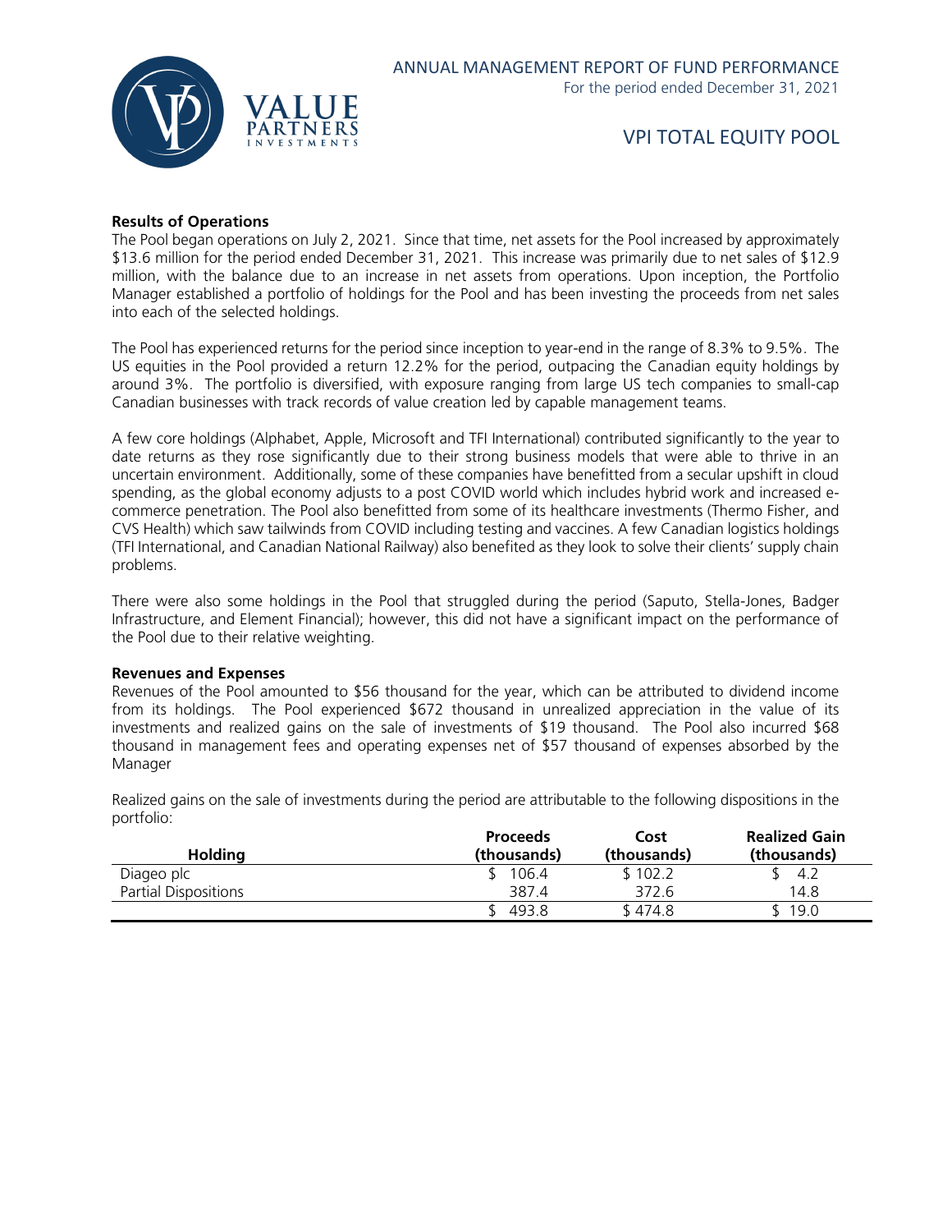### Results of Operations

The Pool began operations on July 2, 2021. Since that time, net assets for the Pool increased by approximately $13.6 million for the period ended December 31, 2021. This increase was primarily due to net sales of $12.9 million, with the balance due to an increase in net assets from operations. Upon inception, the Portfolio Manager established a portfolio of holdings for the Pool and has been investing the proceeds from net sales into each of the selected holdings.

The Pool has experienced returns for the period since inception to year-end in the range of 8.3% to 9.5%. The US equities in the Pool provided a return 12.2% for the period, outpacing the Canadian equity holdings by around 3%. The portfolio is diversified, with exposure ranging from large US tech companies to small-cap Canadian businesses with track records of value creation led by capable management teams.

A few core holdings (Alphabet, Apple, Microsoft and TFI International) contributed significantly to the year to date returns as they rose significantly due to their strong business models that were able to thrive in an uncertain environment. Additionally, some of these companies have benefitted from a secular upshift in cloud spending, as the global economy adjusts to a post COVID world which includes hybrid work and increased e-commerce penetration. The Pool also benefitted from some of its healthcare investments (Thermo Fisher, and CVS Health) which saw tailwinds from COVID including testing and vaccines. A few Canadian logistics holdings (TFI International, and Canadian National Railway) also benefited as they look to solve their clients' supply chain problems.

There were also some holdings in the Pool that struggled during the period (Saputo, Stella-Jones, Badger Infrastructure, and Element Financial); however, this did not have a significant impact on the performance of the Pool due to their relative weighting.

### Revenues and Expenses

Revenues of the Pool amounted to $56 thousand for the year, which can be attributed to dividend income from its holdings. The Pool experienced $672 thousand in unrealized appreciation in the value of its investments and realized gains on the sale of investments of $19 thousand. The Pool also incurred $68 thousand in management fees and operating expenses net of $57 thousand of expenses absorbed by the Manager

Realized gains on the sale of investments during the period are attributable to the following dispositions in the portfolio:

| Holding | Proceeds (thousands) | Cost (thousands) | Realized Gain (thousands) |
|---|---|---|---|
| Diageo plc | $ 106.4 | $ 102.2 | $ 4.2 |
| Partial Dispositions | 387.4 | 372.6 | 14.8 |
| | $ 493.8 | $ 474.8 | $ 19.0 |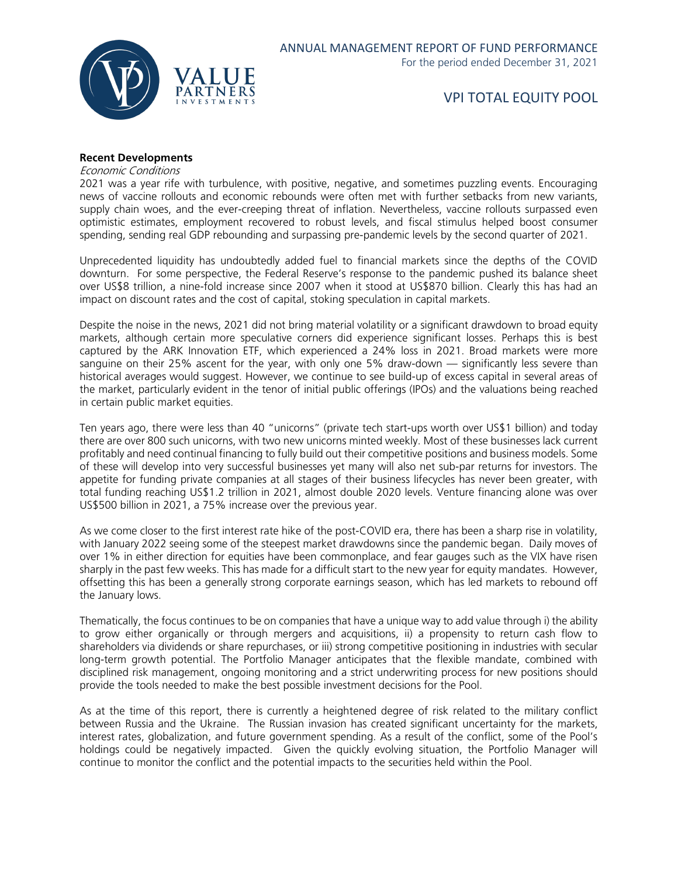**Recent Developments**

*Economic Conditions*

2021 was a year rife with turbulence, with positive, negative, and sometimes puzzling events. Encouraging news of vaccine rollouts and economic rebounds were often met with further setbacks from new variants, supply chain woes, and the ever-creeping threat of inflation. Nevertheless, vaccine rollouts surpassed even optimistic estimates, employment recovered to robust levels, and fiscal stimulus helped boost consumer spending, sending real GDP rebounding and surpassing pre-pandemic levels by the second quarter of 2021.

Unprecedented liquidity has undoubtedly added fuel to financial markets since the depths of the COVID downturn. For some perspective, the Federal Reserve's response to the pandemic pushed its balance sheet over US$8 trillion, a nine-fold increase since 2007 when it stood at US$870 billion. Clearly this has had an impact on discount rates and the cost of capital, stoking speculation in capital markets.

Despite the noise in the news, 2021 did not bring material volatility or a significant drawdown to broad equity markets, although certain more speculative corners did experience significant losses. Perhaps this is best captured by the ARK Innovation ETF, which experienced a 24% loss in 2021. Broad markets were more sanguine on their 25% ascent for the year, with only one 5% draw-down — significantly less severe than historical averages would suggest. However, we continue to see build-up of excess capital in several areas of the market, particularly evident in the tenor of initial public offerings (IPOs) and the valuations being reached in certain public market equities.

Ten years ago, there were less than 40 "unicorns" (private tech start-ups worth over US$1 billion) and today there are over 800 such unicorns, with two new unicorns minted weekly. Most of these businesses lack current profitably and need continual financing to fully build out their competitive positions and business models. Some of these will develop into very successful businesses yet many will also net sub-par returns for investors. The appetite for funding private companies at all stages of their business lifecycles has never been greater, with total funding reaching US$1.2 trillion in 2021, almost double 2020 levels. Venture financing alone was over US$500 billion in 2021, a 75% increase over the previous year.

As we come closer to the first interest rate hike of the post-COVID era, there has been a sharp rise in volatility, with January 2022 seeing some of the steepest market drawdowns since the pandemic began. Daily moves of over 1% in either direction for equities have been commonplace, and fear gauges such as the VIX have risen sharply in the past few weeks. This has made for a difficult start to the new year for equity mandates. However, offsetting this has been a generally strong corporate earnings season, which has led markets to rebound off the January lows.

Thematically, the focus continues to be on companies that have a unique way to add value through i) the ability to grow either organically or through mergers and acquisitions, ii) a propensity to return cash flow to shareholders via dividends or share repurchases, or iii) strong competitive positioning in industries with secular long-term growth potential. The Portfolio Manager anticipates that the flexible mandate, combined with disciplined risk management, ongoing monitoring and a strict underwriting process for new positions should provide the tools needed to make the best possible investment decisions for the Pool.

As at the time of this report, there is currently a heightened degree of risk related to the military conflict between Russia and the Ukraine. The Russian invasion has created significant uncertainty for the markets, interest rates, globalization, and future government spending. As a result of the conflict, some of the Pool's holdings could be negatively impacted. Given the quickly evolving situation, the Portfolio Manager will continue to monitor the conflict and the potential impacts to the securities held within the Pool.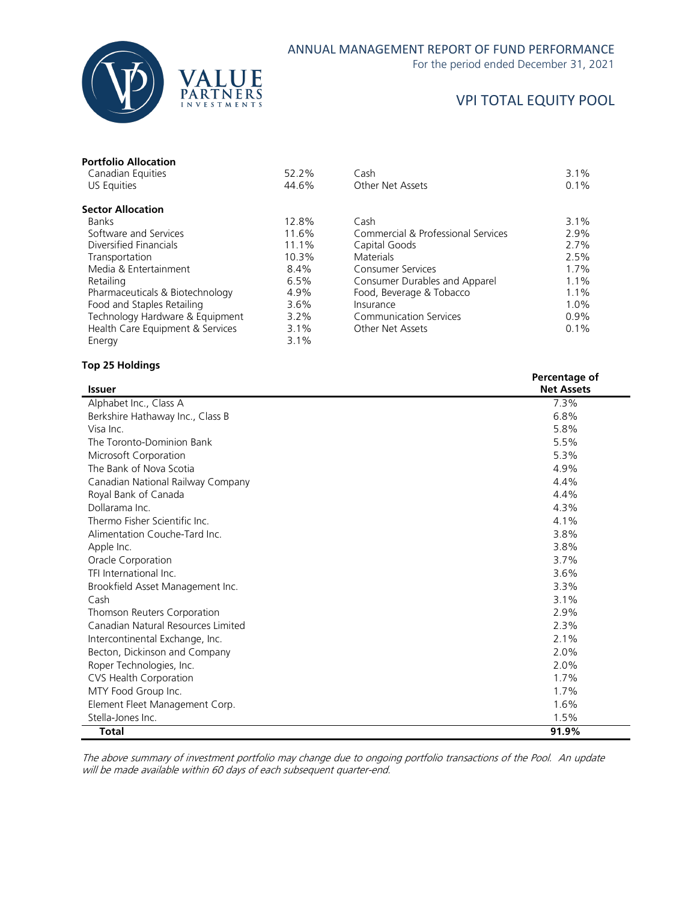# VPI TOTAL EQUITY POOL

### Portfolio Allocation

| | | | |
|---|---|---|---|
| Canadian Equities | 52.2% | Cash | 3.1% |
| US Equities | 44.6% | Other Net Assets | 0.1% |

### Sector Allocation

| | | | |
|---|---|---|---|
| Banks | 12.8% | Cash | 3.1% |
| Software and Services | 11.6% | Commercial & Professional Services | 2.9% |
| Diversified Financials | 11.1% | Capital Goods | 2.7% |
| Transportation | 10.3% | Materials | 2.5% |
| Media & Entertainment | 8.4% | Consumer Services | 1.7% |
| Retailing | 6.5% | Consumer Durables and Apparel | 1.1% |
| Pharmaceuticals & Biotechnology | 4.9% | Food, Beverage & Tobacco | 1.1% |
| Food and Staples Retailing | 3.6% | Insurance | 1.0% |
| Technology Hardware & Equipment | 3.2% | Communication Services | 0.9% |
| Health Care Equipment & Services | 3.1% | Other Net Assets | 0.1% |
| Energy | 3.1% | | |

### Top 25 Holdings

| Issuer | Percentage of Net Assets |
|---|---|
| Alphabet Inc., Class A | 7.3% |
| Berkshire Hathaway Inc., Class B | 6.8% |
| Visa Inc. | 5.8% |
| The Toronto-Dominion Bank | 5.5% |
| Microsoft Corporation | 5.3% |
| The Bank of Nova Scotia | 4.9% |
| Canadian National Railway Company | 4.4% |
| Royal Bank of Canada | 4.4% |
| Dollarama Inc. | 4.3% |
| Thermo Fisher Scientific Inc. | 4.1% |
| Alimentation Couche-Tard Inc. | 3.8% |
| Apple Inc. | 3.8% |
| Oracle Corporation | 3.7% |
| TFI International Inc. | 3.6% |
| Brookfield Asset Management Inc. | 3.3% |
| Cash | 3.1% |
| Thomson Reuters Corporation | 2.9% |
| Canadian Natural Resources Limited | 2.3% |
| Intercontinental Exchange, Inc. | 2.1% |
| Becton, Dickinson and Company | 2.0% |
| Roper Technologies, Inc. | 2.0% |
| CVS Health Corporation | 1.7% |
| MTY Food Group Inc. | 1.7% |
| Element Fleet Management Corp. | 1.6% |
| Stella-Jones Inc. | 1.5% |
| **Total** | **91.9%** |

*The above summary of investment portfolio may change due to ongoing portfolio transactions of the Pool. An update will be made available within 60 days of each subsequent quarter-end.*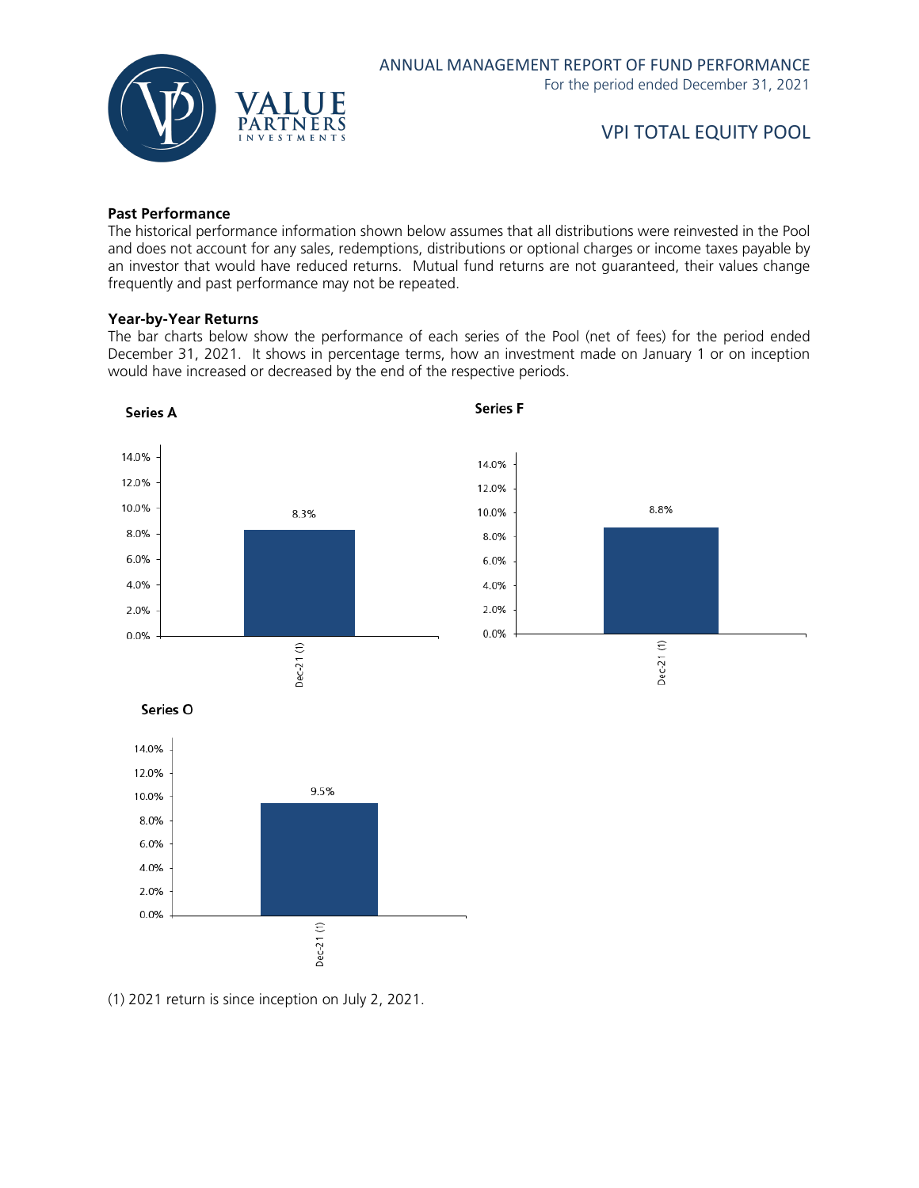## Past Performance

The historical performance information shown below assumes that all distributions were reinvested in the Pool and does not account for any sales, redemptions, distributions or optional charges or income taxes payable by an investor that would have reduced returns. Mutual fund returns are not guaranteed, their values change frequently and past performance may not be repeated.

## Year-by-Year Returns

The bar charts below show the performance of each series of the Pool (net of fees) for the period ended December 31, 2021. It shows in percentage terms, how an investment made on January 1 or on inception would have increased or decreased by the end of the respective periods.

**Series A**

| Period | Return |
|---|---|
| Dec-21 (1) | 8.3% |

**Series F**

| Period | Return |
|---|---|
| Dec-21 (1) | 8.8% |

**Series O**

| Period | Return |
|---|---|
| Dec-21 (1) | 9.5% |

(1) 2021 return is since inception on July 2, 2021.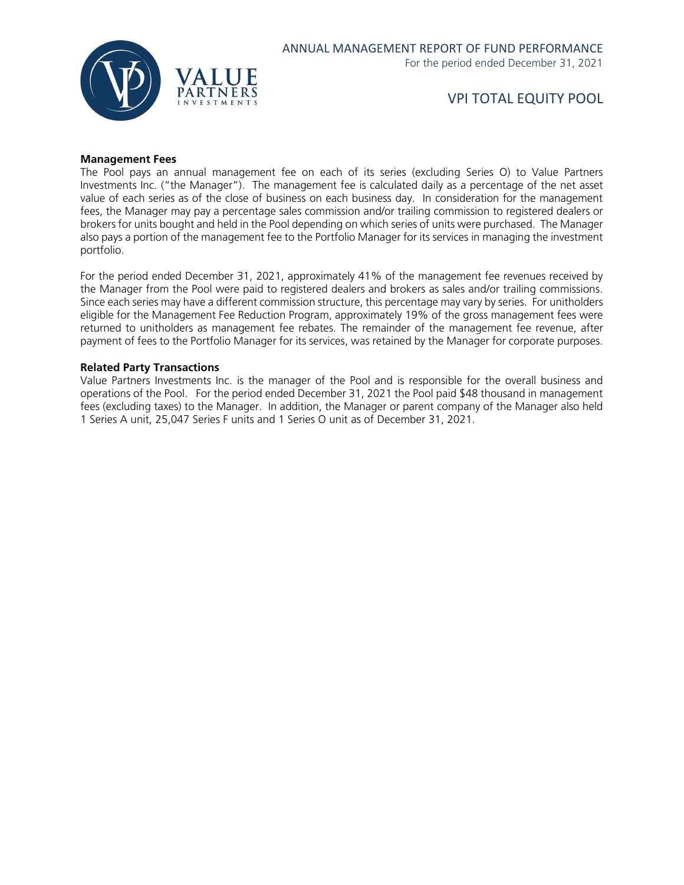**Management Fees**

The Pool pays an annual management fee on each of its series (excluding Series O) to Value Partners Investments Inc. ("the Manager"). The management fee is calculated daily as a percentage of the net asset value of each series as of the close of business on each business day. In consideration for the management fees, the Manager may pay a percentage sales commission and/or trailing commission to registered dealers or brokers for units bought and held in the Pool depending on which series of units were purchased. The Manager also pays a portion of the management fee to the Portfolio Manager for its services in managing the investment portfolio.

For the period ended December 31, 2021, approximately 41% of the management fee revenues received by the Manager from the Pool were paid to registered dealers and brokers as sales and/or trailing commissions. Since each series may have a different commission structure, this percentage may vary by series. For unitholders eligible for the Management Fee Reduction Program, approximately 19% of the gross management fees were returned to unitholders as management fee rebates. The remainder of the management fee revenue, after payment of fees to the Portfolio Manager for its services, was retained by the Manager for corporate purposes.

**Related Party Transactions**

Value Partners Investments Inc. is the manager of the Pool and is responsible for the overall business and operations of the Pool. For the period ended December 31, 2021 the Pool paid $48 thousand in management fees (excluding taxes) to the Manager. In addition, the Manager or parent company of the Manager also held 1 Series A unit, 25,047 Series F units and 1 Series O unit as of December 31, 2021.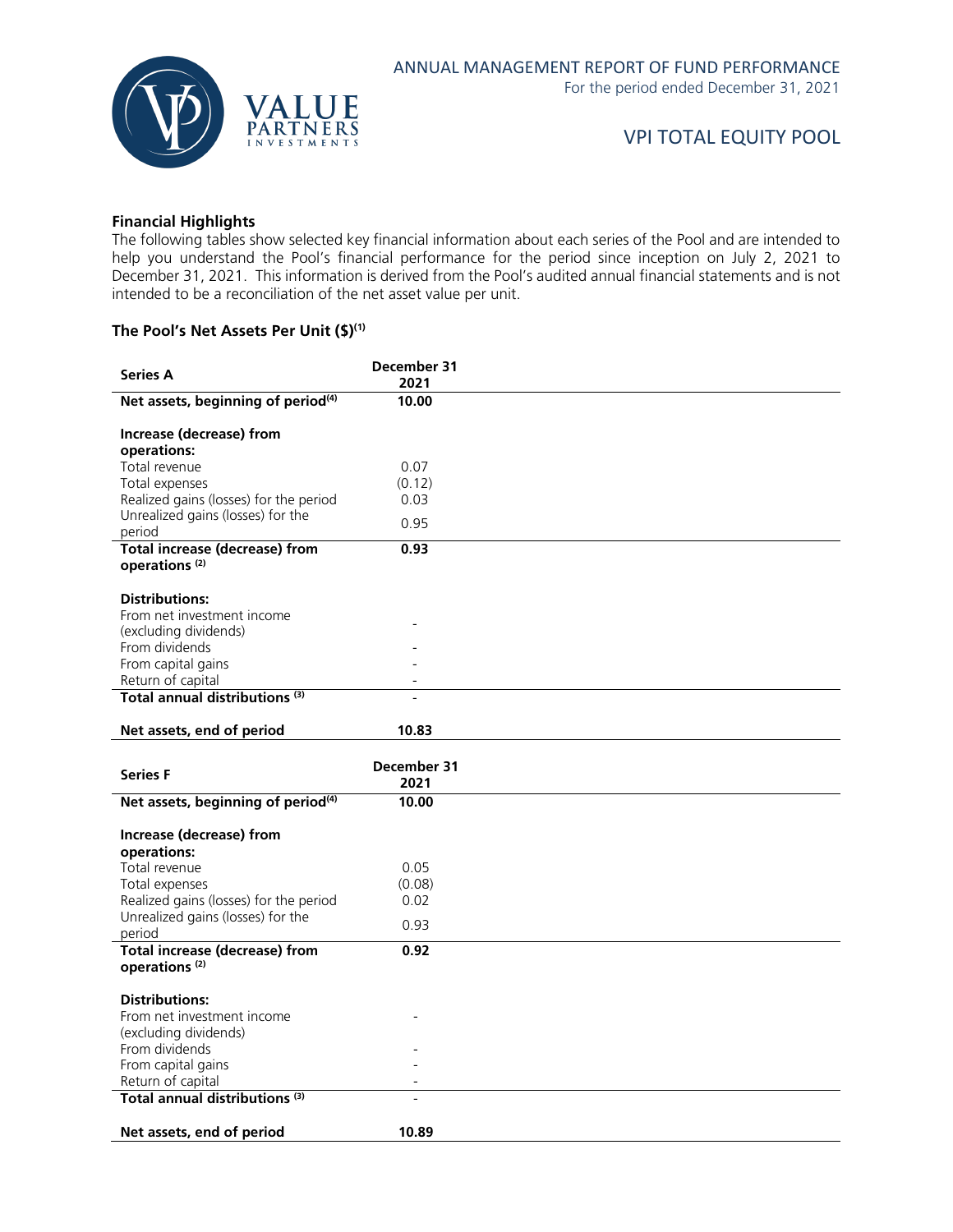### Financial Highlights

The following tables show selected key financial information about each series of the Pool and are intended to help you understand the Pool's financial performance for the period since inception on July 2, 2021 to December 31, 2021. This information is derived from the Pool's audited annual financial statements and is not intended to be a reconciliation of the net asset value per unit.

### The Pool's Net Assets Per Unit ($)(1)

| Series A | December 31 2021 |
|---|---|
| **Net assets, beginning of period(4)** | **10.00** |
| **Increase (decrease) from operations:** | |
| Total revenue | 0.07 |
| Total expenses | (0.12) |
| Realized gains (losses) for the period | 0.03 |
| Unrealized gains (losses) for the period | 0.95 |
| **Total increase (decrease) from operations (2)** | **0.93** |
| **Distributions:** | |
| From net investment income (excluding dividends) | - |
| From dividends | - |
| From capital gains | - |
| Return of capital | - |
| **Total annual distributions (3)** | - |
| **Net assets, end of period** | **10.83** |

| Series F | December 31 2021 |
|---|---|
| **Net assets, beginning of period(4)** | **10.00** |
| **Increase (decrease) from operations:** | |
| Total revenue | 0.05 |
| Total expenses | (0.08) |
| Realized gains (losses) for the period | 0.02 |
| Unrealized gains (losses) for the period | 0.93 |
| **Total increase (decrease) from operations (2)** | **0.92** |
| **Distributions:** | |
| From net investment income (excluding dividends) | - |
| From dividends | - |
| From capital gains | - |
| Return of capital | - |
| **Total annual distributions (3)** | - |
| **Net assets, end of period** | **10.89** |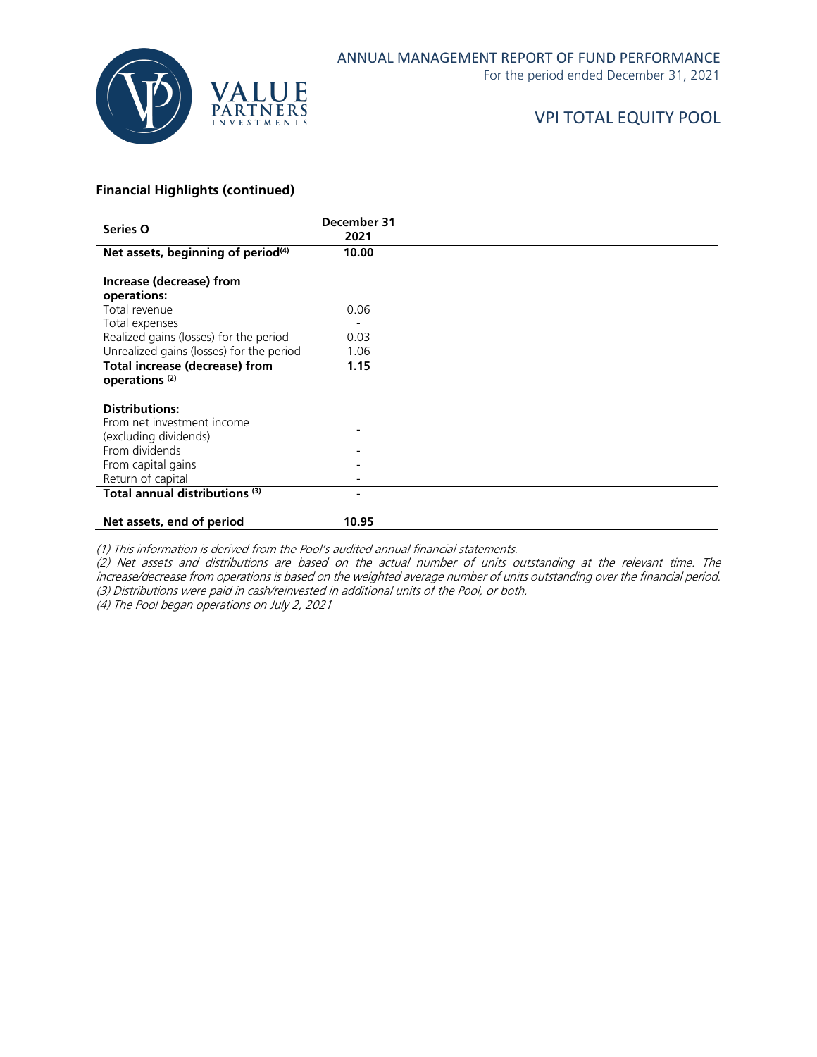### Financial Highlights (continued)

| Series O | December 31 2021 |
|---|---|
| **Net assets, beginning of period[(4)]** | **10.00** |
| | |
| **Increase (decrease) from operations:** | |
| Total revenue | 0.06 |
| Total expenses | - |
| Realized gains (losses) for the period | 0.03 |
| Unrealized gains (losses) for the period | 1.06 |
| **Total increase (decrease) from operations [(2)]** | **1.15** |
| | |
| **Distributions:** | |
| From net investment income (excluding dividends) | - |
| From dividends | - |
| From capital gains | - |
| Return of capital | - |
| **Total annual distributions [(3)]** | - |
| | |
| **Net assets, end of period** | **10.95** |

*(1) This information is derived from the Pool's audited annual financial statements.*
*(2) Net assets and distributions are based on the actual number of units outstanding at the relevant time. The increase/decrease from operations is based on the weighted average number of units outstanding over the financial period.*
*(3) Distributions were paid in cash/reinvested in additional units of the Pool, or both.*
*(4) The Pool began operations on July 2, 2021*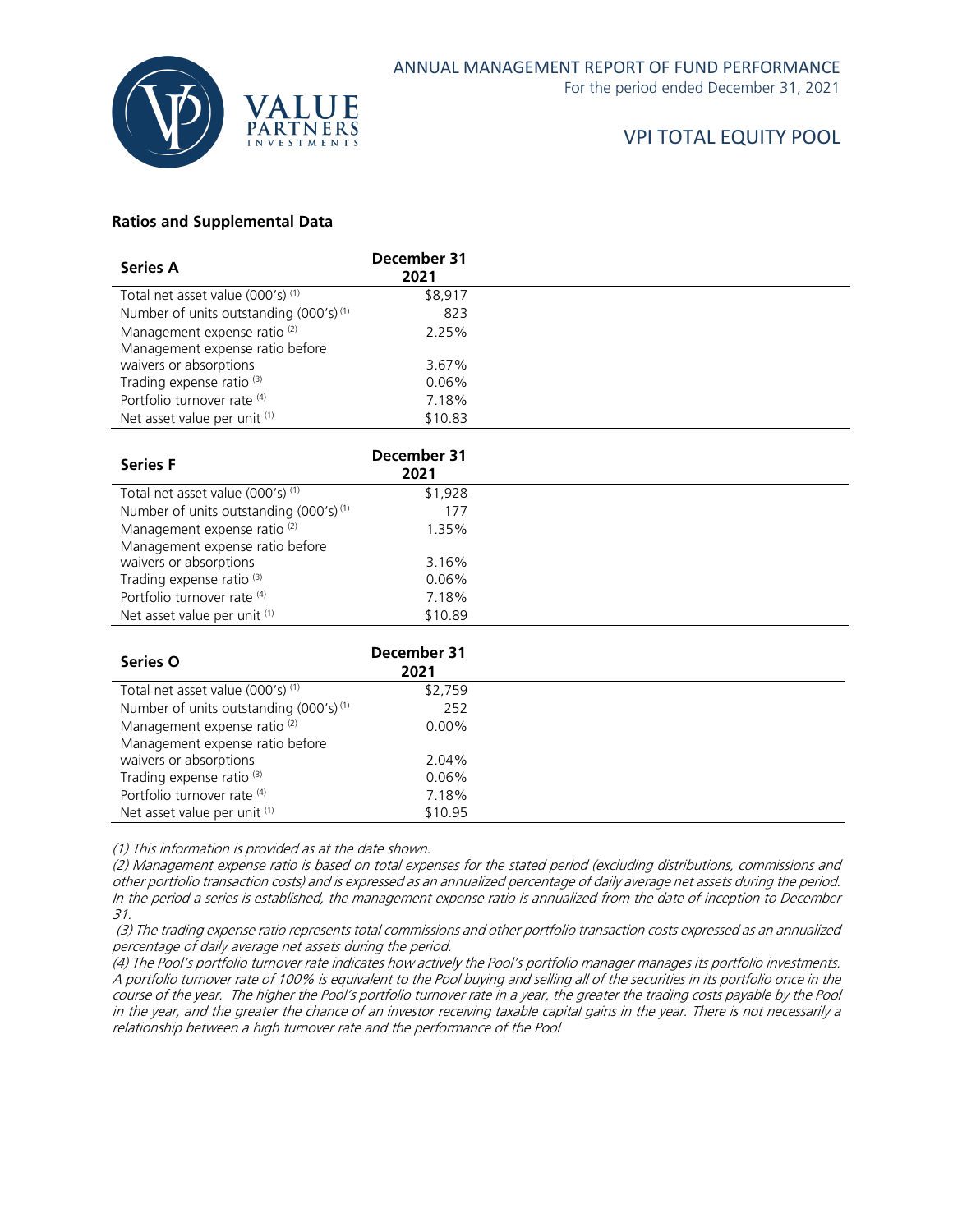### Ratios and Supplemental Data

| Series A | December 31 2021 |
|---|---|
| Total net asset value (000's) (1) | \$8,917 |
| Number of units outstanding (000's) (1) | 823 |
| Management expense ratio (2) | 2.25% |
| Management expense ratio before waivers or absorptions | 3.67% |
| Trading expense ratio (3) | 0.06% |
| Portfolio turnover rate (4) | 7.18% |
| Net asset value per unit (1) | \$10.83 |

| Series F | December 31 2021 |
|---|---|
| Total net asset value (000's) (1) | \$1,928 |
| Number of units outstanding (000's) (1) | 177 |
| Management expense ratio (2) | 1.35% |
| Management expense ratio before waivers or absorptions | 3.16% |
| Trading expense ratio (3) | 0.06% |
| Portfolio turnover rate (4) | 7.18% |
| Net asset value per unit (1) | \$10.89 |

| Series O | December 31 2021 |
|---|---|
| Total net asset value (000's) (1) | \$2,759 |
| Number of units outstanding (000's) (1) | 252 |
| Management expense ratio (2) | 0.00% |
| Management expense ratio before waivers or absorptions | 2.04% |
| Trading expense ratio (3) | 0.06% |
| Portfolio turnover rate (4) | 7.18% |
| Net asset value per unit (1) | \$10.95 |

*(1) This information is provided as at the date shown.*

*(2) Management expense ratio is based on total expenses for the stated period (excluding distributions, commissions and other portfolio transaction costs) and is expressed as an annualized percentage of daily average net assets during the period. In the period a series is established, the management expense ratio is annualized from the date of inception to December 31.*

*(3) The trading expense ratio represents total commissions and other portfolio transaction costs expressed as an annualized percentage of daily average net assets during the period.*

*(4) The Pool's portfolio turnover rate indicates how actively the Pool's portfolio manager manages its portfolio investments. A portfolio turnover rate of 100% is equivalent to the Pool buying and selling all of the securities in its portfolio once in the course of the year. The higher the Pool's portfolio turnover rate in a year, the greater the trading costs payable by the Pool in the year, and the greater the chance of an investor receiving taxable capital gains in the year. There is not necessarily a relationship between a high turnover rate and the performance of the Pool*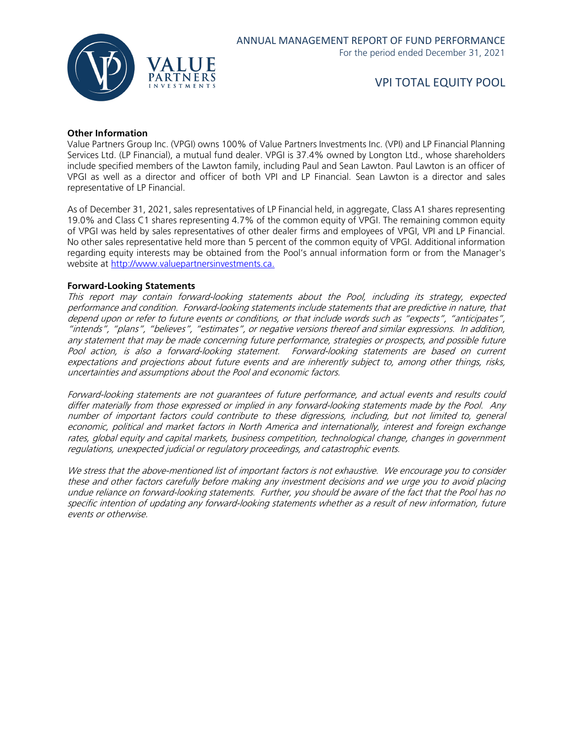## Other Information

Value Partners Group Inc. (VPGI) owns 100% of Value Partners Investments Inc. (VPI) and LP Financial Planning Services Ltd. (LP Financial), a mutual fund dealer. VPGI is 37.4% owned by Longton Ltd., whose shareholders include specified members of the Lawton family, including Paul and Sean Lawton. Paul Lawton is an officer of VPGI as well as a director and officer of both VPI and LP Financial. Sean Lawton is a director and sales representative of LP Financial.

As of December 31, 2021, sales representatives of LP Financial held, in aggregate, Class A1 shares representing 19.0% and Class C1 shares representing 4.7% of the common equity of VPGI. The remaining common equity of VPGI was held by sales representatives of other dealer firms and employees of VPGI, VPI and LP Financial. No other sales representative held more than 5 percent of the common equity of VPGI. Additional information regarding equity interests may be obtained from the Pool's annual information form or from the Manager's website at http://www.valuepartnersinvestments.ca.

## Forward-Looking Statements

*This report may contain forward-looking statements about the Pool, including its strategy, expected performance and condition. Forward-looking statements include statements that are predictive in nature, that depend upon or refer to future events or conditions, or that include words such as "expects", "anticipates", "intends", "plans", "believes", "estimates", or negative versions thereof and similar expressions. In addition, any statement that may be made concerning future performance, strategies or prospects, and possible future Pool action, is also a forward-looking statement. Forward-looking statements are based on current expectations and projections about future events and are inherently subject to, among other things, risks, uncertainties and assumptions about the Pool and economic factors.*

*Forward-looking statements are not guarantees of future performance, and actual events and results could differ materially from those expressed or implied in any forward-looking statements made by the Pool. Any number of important factors could contribute to these digressions, including, but not limited to, general economic, political and market factors in North America and internationally, interest and foreign exchange rates, global equity and capital markets, business competition, technological change, changes in government regulations, unexpected judicial or regulatory proceedings, and catastrophic events.*

*We stress that the above-mentioned list of important factors is not exhaustive. We encourage you to consider these and other factors carefully before making any investment decisions and we urge you to avoid placing undue reliance on forward-looking statements. Further, you should be aware of the fact that the Pool has no specific intention of updating any forward-looking statements whether as a result of new information, future events or otherwise.*